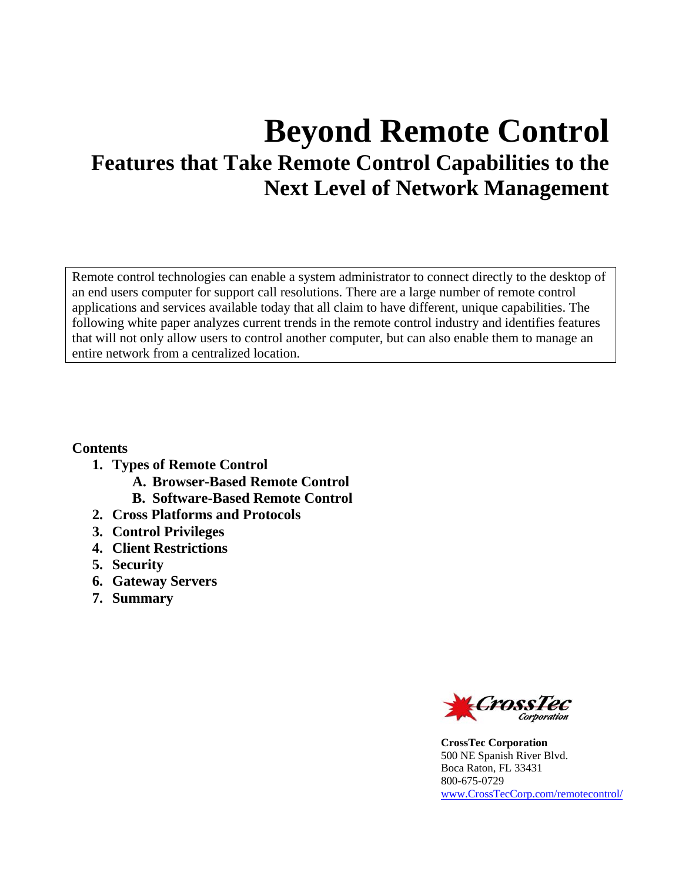# Beyond Remote Control

## Features that Take Remote Control Capabilities to the Next Level of Network Management

Remote control technologies can enable a system administrator to connect directly to the desktop of an end users computer for support call resolutions. There are a large number of remote control applications and services available today that all claim to have different, unique capabilities. The following white paper analyzes current trends in the remote control industry and identifies features that will not only allow users to control another computer, but can also enable them to manage an entire network from a centralized location.

**Contents**

1. **Types of Remote Control**
   - **A. Browser-Based Remote Control**
   - **B. Software-Based Remote Control**
2. **Cross Platforms and Protocols**
3. **Control Privileges**
4. **Client Restrictions**
5. **Security**
6. **Gateway Servers**
7. **Summary**

**CrossTec Corporation**
500 NE Spanish River Blvd.
Boca Raton, FL 33431
800-675-0729
www.CrossTecCorp.com/remotecontrol/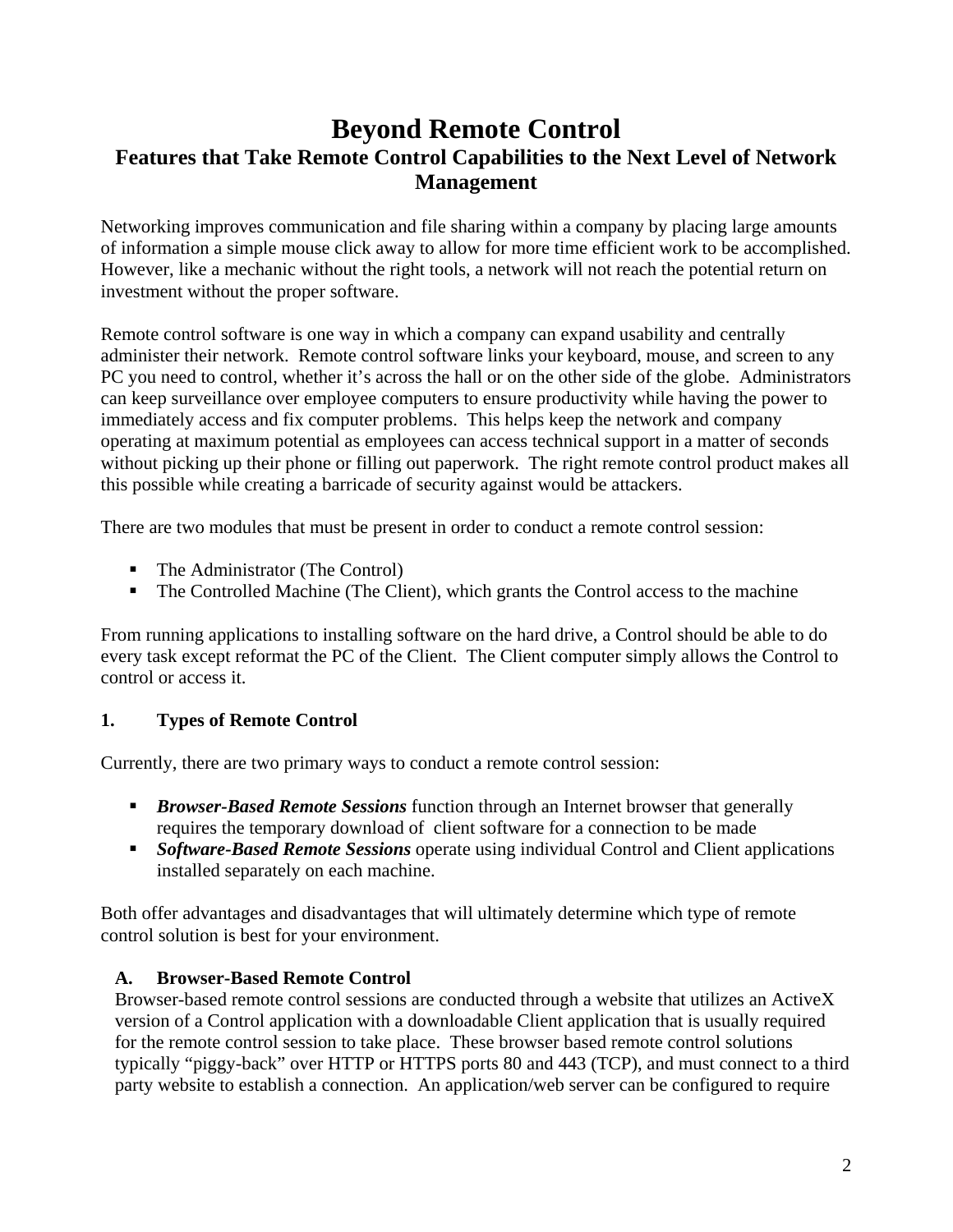# Beyond Remote Control

## Features that Take Remote Control Capabilities to the Next Level of Network Management

Networking improves communication and file sharing within a company by placing large amounts of information a simple mouse click away to allow for more time efficient work to be accomplished. However, like a mechanic without the right tools, a network will not reach the potential return on investment without the proper software.

Remote control software is one way in which a company can expand usability and centrally administer their network. Remote control software links your keyboard, mouse, and screen to any PC you need to control, whether it's across the hall or on the other side of the globe. Administrators can keep surveillance over employee computers to ensure productivity while having the power to immediately access and fix computer problems. This helps keep the network and company operating at maximum potential as employees can access technical support in a matter of seconds without picking up their phone or filling out paperwork. The right remote control product makes all this possible while creating a barricade of security against would be attackers.

There are two modules that must be present in order to conduct a remote control session:

- The Administrator (The Control)
- The Controlled Machine (The Client), which grants the Control access to the machine

From running applications to installing software on the hard drive, a Control should be able to do every task except reformat the PC of the Client. The Client computer simply allows the Control to control or access it.

### 1. Types of Remote Control

Currently, there are two primary ways to conduct a remote control session:

- ***Browser-Based Remote Sessions*** function through an Internet browser that generally requires the temporary download of client software for a connection to be made
- ***Software-Based Remote Sessions*** operate using individual Control and Client applications installed separately on each machine.

Both offer advantages and disadvantages that will ultimately determine which type of remote control solution is best for your environment.

#### A. Browser-Based Remote Control

Browser-based remote control sessions are conducted through a website that utilizes an ActiveX version of a Control application with a downloadable Client application that is usually required for the remote control session to take place. These browser based remote control solutions typically "piggy-back" over HTTP or HTTPS ports 80 and 443 (TCP), and must connect to a third party website to establish a connection. An application/web server can be configured to require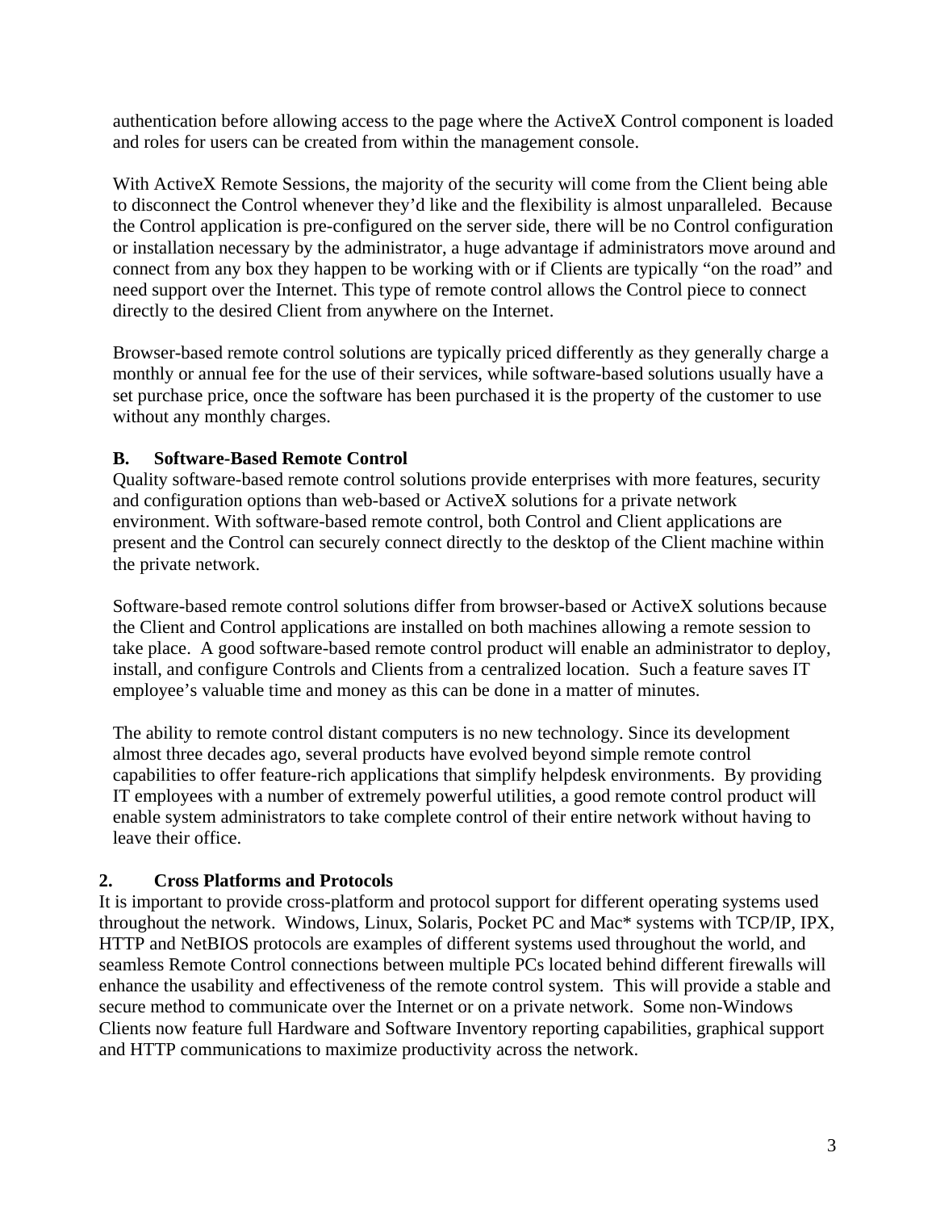authentication before allowing access to the page where the ActiveX Control component is loaded and roles for users can be created from within the management console.

With ActiveX Remote Sessions, the majority of the security will come from the Client being able to disconnect the Control whenever they'd like and the flexibility is almost unparalleled. Because the Control application is pre-configured on the server side, there will be no Control configuration or installation necessary by the administrator, a huge advantage if administrators move around and connect from any box they happen to be working with or if Clients are typically "on the road" and need support over the Internet. This type of remote control allows the Control piece to connect directly to the desired Client from anywhere on the Internet.

Browser-based remote control solutions are typically priced differently as they generally charge a monthly or annual fee for the use of their services, while software-based solutions usually have a set purchase price, once the software has been purchased it is the property of the customer to use without any monthly charges.

### B. Software-Based Remote Control

Quality software-based remote control solutions provide enterprises with more features, security and configuration options than web-based or ActiveX solutions for a private network environment. With software-based remote control, both Control and Client applications are present and the Control can securely connect directly to the desktop of the Client machine within the private network.

Software-based remote control solutions differ from browser-based or ActiveX solutions because the Client and Control applications are installed on both machines allowing a remote session to take place. A good software-based remote control product will enable an administrator to deploy, install, and configure Controls and Clients from a centralized location. Such a feature saves IT employee's valuable time and money as this can be done in a matter of minutes.

The ability to remote control distant computers is no new technology. Since its development almost three decades ago, several products have evolved beyond simple remote control capabilities to offer feature-rich applications that simplify helpdesk environments. By providing IT employees with a number of extremely powerful utilities, a good remote control product will enable system administrators to take complete control of their entire network without having to leave their office.

## 2. Cross Platforms and Protocols

It is important to provide cross-platform and protocol support for different operating systems used throughout the network. Windows, Linux, Solaris, Pocket PC and Mac* systems with TCP/IP, IPX, HTTP and NetBIOS protocols are examples of different systems used throughout the world, and seamless Remote Control connections between multiple PCs located behind different firewalls will enhance the usability and effectiveness of the remote control system. This will provide a stable and secure method to communicate over the Internet or on a private network. Some non-Windows Clients now feature full Hardware and Software Inventory reporting capabilities, graphical support and HTTP communications to maximize productivity across the network.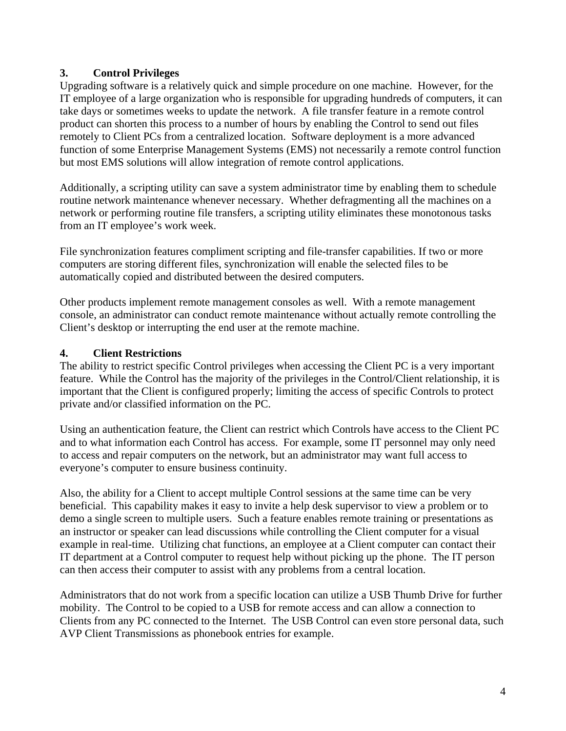## 3. Control Privileges

Upgrading software is a relatively quick and simple procedure on one machine. However, for the IT employee of a large organization who is responsible for upgrading hundreds of computers, it can take days or sometimes weeks to update the network. A file transfer feature in a remote control product can shorten this process to a number of hours by enabling the Control to send out files remotely to Client PCs from a centralized location. Software deployment is a more advanced function of some Enterprise Management Systems (EMS) not necessarily a remote control function but most EMS solutions will allow integration of remote control applications.

Additionally, a scripting utility can save a system administrator time by enabling them to schedule routine network maintenance whenever necessary. Whether defragmenting all the machines on a network or performing routine file transfers, a scripting utility eliminates these monotonous tasks from an IT employee's work week.

File synchronization features compliment scripting and file-transfer capabilities. If two or more computers are storing different files, synchronization will enable the selected files to be automatically copied and distributed between the desired computers.

Other products implement remote management consoles as well. With a remote management console, an administrator can conduct remote maintenance without actually remote controlling the Client's desktop or interrupting the end user at the remote machine.

## 4. Client Restrictions

The ability to restrict specific Control privileges when accessing the Client PC is a very important feature. While the Control has the majority of the privileges in the Control/Client relationship, it is important that the Client is configured properly; limiting the access of specific Controls to protect private and/or classified information on the PC.

Using an authentication feature, the Client can restrict which Controls have access to the Client PC and to what information each Control has access. For example, some IT personnel may only need to access and repair computers on the network, but an administrator may want full access to everyone's computer to ensure business continuity.

Also, the ability for a Client to accept multiple Control sessions at the same time can be very beneficial. This capability makes it easy to invite a help desk supervisor to view a problem or to demo a single screen to multiple users. Such a feature enables remote training or presentations as an instructor or speaker can lead discussions while controlling the Client computer for a visual example in real-time. Utilizing chat functions, an employee at a Client computer can contact their IT department at a Control computer to request help without picking up the phone. The IT person can then access their computer to assist with any problems from a central location.

Administrators that do not work from a specific location can utilize a USB Thumb Drive for further mobility. The Control to be copied to a USB for remote access and can allow a connection to Clients from any PC connected to the Internet. The USB Control can even store personal data, such AVP Client Transmissions as phonebook entries for example.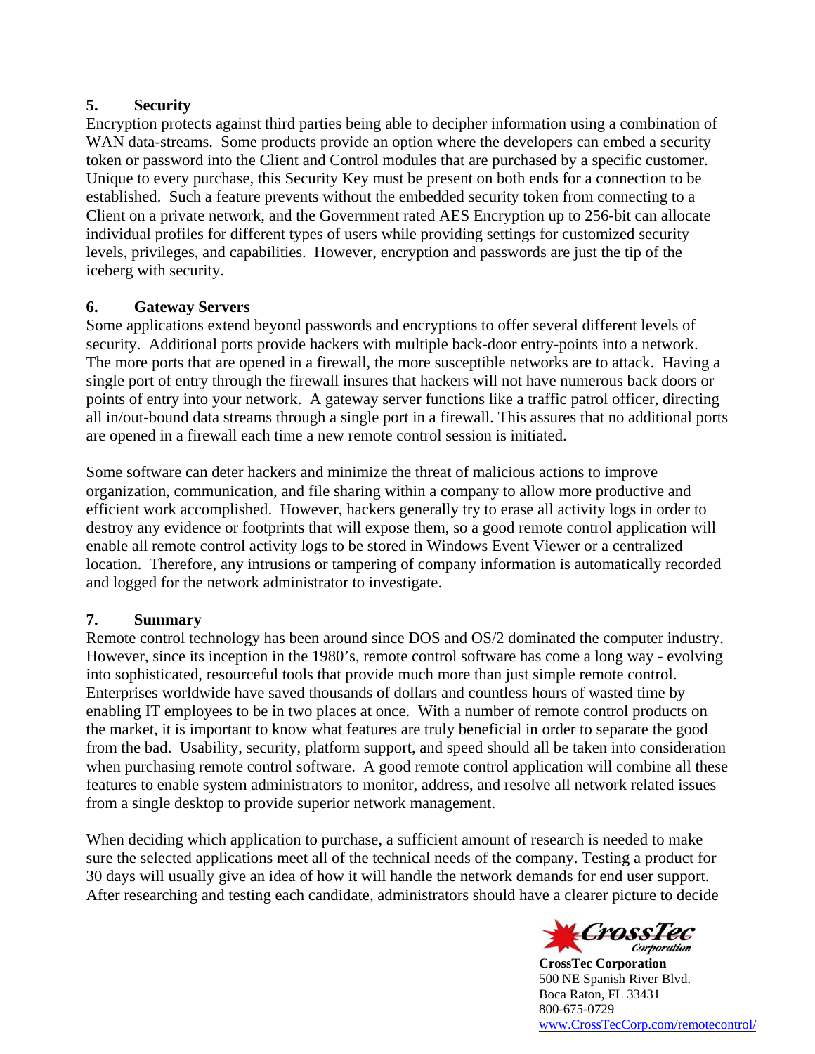**5. Security**

Encryption protects against third parties being able to decipher information using a combination of WAN data-streams. Some products provide an option where the developers can embed a security token or password into the Client and Control modules that are purchased by a specific customer. Unique to every purchase, this Security Key must be present on both ends for a connection to be established. Such a feature prevents without the embedded security token from connecting to a Client on a private network, and the Government rated AES Encryption up to 256-bit can allocate individual profiles for different types of users while providing settings for customized security levels, privileges, and capabilities. However, encryption and passwords are just the tip of the iceberg with security.

**6. Gateway Servers**

Some applications extend beyond passwords and encryptions to offer several different levels of security. Additional ports provide hackers with multiple back-door entry-points into a network. The more ports that are opened in a firewall, the more susceptible networks are to attack. Having a single port of entry through the firewall insures that hackers will not have numerous back doors or points of entry into your network. A gateway server functions like a traffic patrol officer, directing all in/out-bound data streams through a single port in a firewall. This assures that no additional ports are opened in a firewall each time a new remote control session is initiated.

Some software can deter hackers and minimize the threat of malicious actions to improve organization, communication, and file sharing within a company to allow more productive and efficient work accomplished. However, hackers generally try to erase all activity logs in order to destroy any evidence or footprints that will expose them, so a good remote control application will enable all remote control activity logs to be stored in Windows Event Viewer or a centralized location. Therefore, any intrusions or tampering of company information is automatically recorded and logged for the network administrator to investigate.

**7. Summary**

Remote control technology has been around since DOS and OS/2 dominated the computer industry. However, since its inception in the 1980's, remote control software has come a long way - evolving into sophisticated, resourceful tools that provide much more than just simple remote control. Enterprises worldwide have saved thousands of dollars and countless hours of wasted time by enabling IT employees to be in two places at once. With a number of remote control products on the market, it is important to know what features are truly beneficial in order to separate the good from the bad. Usability, security, platform support, and speed should all be taken into consideration when purchasing remote control software. A good remote control application will combine all these features to enable system administrators to monitor, address, and resolve all network related issues from a single desktop to provide superior network management.

When deciding which application to purchase, a sufficient amount of research is needed to make sure the selected applications meet all of the technical needs of the company. Testing a product for 30 days will usually give an idea of how it will handle the network demands for end user support. After researching and testing each candidate, administrators should have a clearer picture to decide

CrossTec Corporation

**CrossTec Corporation**
500 NE Spanish River Blvd.
Boca Raton, FL 33431
800-675-0729
www.CrossTecCorp.com/remotecontrol/